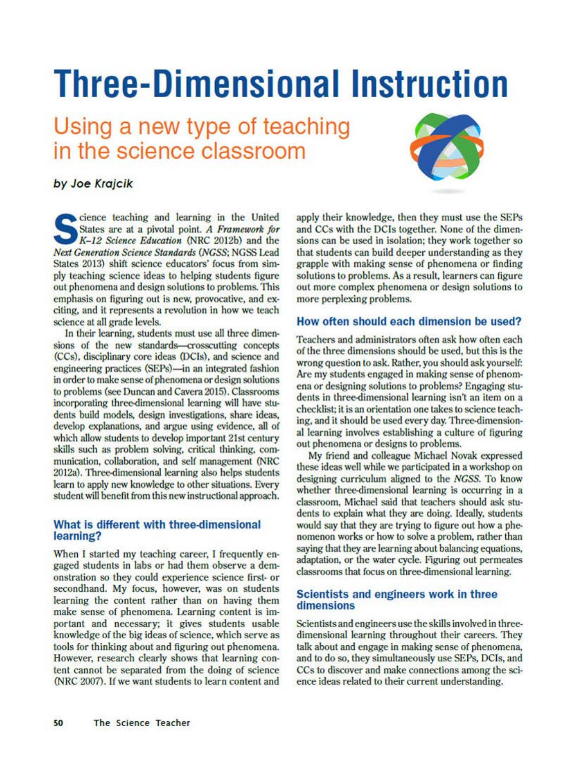# Three-Dimensional Instruction

## Using a new type of teaching in the science classroom

*by Joe Krajcik*

Science teaching and learning in the United States are at a pivotal point. *A Framework for K–12 Science Education* (NRC 2012b) and the *Next Generation Science Standards* (*NGSS*; NGSS Lead States 2013) shift science educators' focus from simply teaching science ideas to helping students figure out phenomena and design solutions to problems. This emphasis on figuring out is new, provocative, and exciting, and it represents a revolution in how we teach science at all grade levels.

In their learning, students must use all three dimensions of the new standards—crosscutting concepts (CCs), disciplinary core ideas (DCIs), and science and engineering practices (SEPs)—in an integrated fashion in order to make sense of phenomena or design solutions to problems (see Duncan and Cavera 2015). Classrooms incorporating three-dimensional learning will have students build models, design investigations, share ideas, develop explanations, and argue using evidence, all of which allow students to develop important 21st century skills such as problem solving, critical thinking, communication, collaboration, and self management (NRC 2012a). Three-dimensional learning also helps students learn to apply new knowledge to other situations. Every student will benefit from this new instructional approach.

### What is different with three-dimensional learning?

When I started my teaching career, I frequently engaged students in labs or had them observe a demonstration so they could experience science first- or secondhand. My focus, however, was on students learning the content rather than on having them make sense of phenomena. Learning content is important and necessary; it gives students usable knowledge of the big ideas of science, which serve as tools for thinking about and figuring out phenomena. However, research clearly shows that learning content cannot be separated from the doing of science (NRC 2007). If we want students to learn content and apply their knowledge, then they must use the SEPs and CCs with the DCIs together. None of the dimensions can be used in isolation; they work together so that students can build deeper understanding as they grapple with making sense of phenomena or finding solutions to problems. As a result, learners can figure out more complex phenomena or design solutions to more perplexing problems.

### How often should each dimension be used?

Teachers and administrators often ask how often each of the three dimensions should be used, but this is the wrong question to ask. Rather, you should ask yourself: Are my students engaged in making sense of phenomena or designing solutions to problems? Engaging students in three-dimensional learning isn't an item on a checklist; it is an orientation one takes to science teaching, and it should be used every day. Three-dimensional learning involves establishing a culture of figuring out phenomena or designs to problems.

My friend and colleague Michael Novak expressed these ideas well while we participated in a workshop on designing curriculum aligned to the *NGSS*. To know whether three-dimensional learning is occurring in a classroom, Michael said that teachers should ask students to explain what they are doing. Ideally, students would say that they are trying to figure out how a phenomenon works or how to solve a problem, rather than saying that they are learning about balancing equations, adaptation, or the water cycle. Figuring out permeates classrooms that focus on three-dimensional learning.

### Scientists and engineers work in three dimensions

Scientists and engineers use the skills involved in three-dimensional learning throughout their careers. They talk about and engage in making sense of phenomena, and to do so, they simultaneously use SEPs, DCIs, and CCs to discover and make connections among the science ideas related to their current understanding.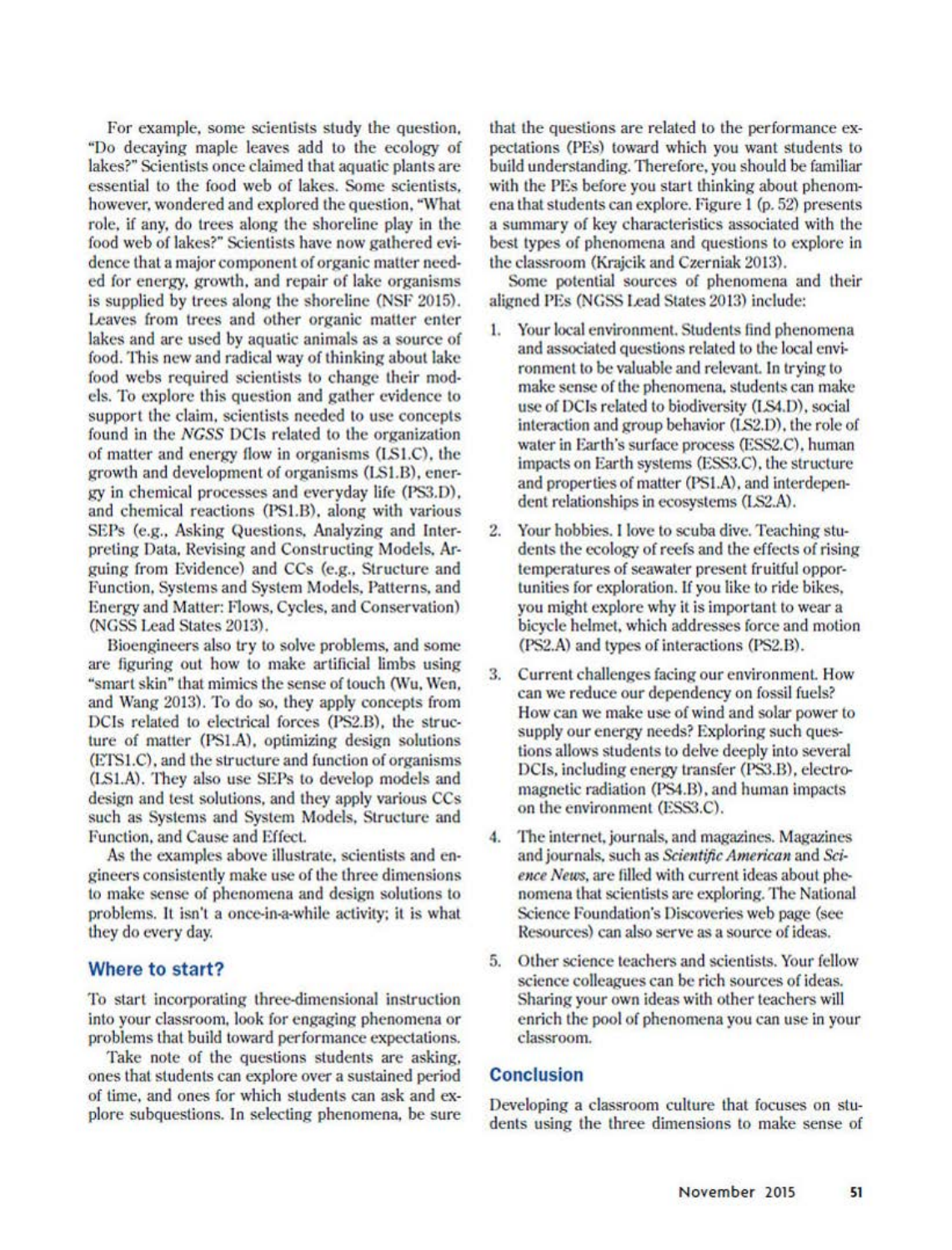For example, some scientists study the question, "Do decaying maple leaves add to the ecology of lakes?" Scientists once claimed that aquatic plants are essential to the food web of lakes. Some scientists, however, wondered and explored the question, "What role, if any, do trees along the shoreline play in the food web of lakes?" Scientists have now gathered evidence that a major component of organic matter needed for energy, growth, and repair of lake organisms is supplied by trees along the shoreline (NSF 2015). Leaves from trees and other organic matter enter lakes and are used by aquatic animals as a source of food. This new and radical way of thinking about lake food webs required scientists to change their models. To explore this question and gather evidence to support the claim, scientists needed to use concepts found in the *NGSS* DCIs related to the organization of matter and energy flow in organisms (LS1.C), the growth and development of organisms (LS1.B), energy in chemical processes and everyday life (PS3.D), and chemical reactions (PS1.B), along with various SEPs (e.g., Asking Questions, Analyzing and Interpreting Data, Revising and Constructing Models, Arguing from Evidence) and CCs (e.g., Structure and Function, Systems and System Models, Patterns, and Energy and Matter: Flows, Cycles, and Conservation) (NGSS Lead States 2013).

Bioengineers also try to solve problems, and some are figuring out how to make artificial limbs using "smart skin" that mimics the sense of touch (Wu, Wen, and Wang 2013). To do so, they apply concepts from DCIs related to electrical forces (PS2.B), the structure of matter (PS1.A), optimizing design solutions (ETS1.C), and the structure and function of organisms (LS1.A). They also use SEPs to develop models and design and test solutions, and they apply various CCs such as Systems and System Models, Structure and Function, and Cause and Effect.

As the examples above illustrate, scientists and engineers consistently make use of the three dimensions to make sense of phenomena and design solutions to problems. It isn't a once-in-a-while activity; it is what they do every day.

## Where to start?

To start incorporating three-dimensional instruction into your classroom, look for engaging phenomena or problems that build toward performance expectations.

Take note of the questions students are asking, ones that students can explore over a sustained period of time, and ones for which students can ask and explore subquestions. In selecting phenomena, be sure that the questions are related to the performance expectations (PEs) toward which you want students to build understanding. Therefore, you should be familiar with the PEs before you start thinking about phenomena that students can explore. Figure 1 (p. 52) presents a summary of key characteristics associated with the best types of phenomena and questions to explore in the classroom (Krajcik and Czerniak 2013).

Some potential sources of phenomena and their aligned PEs (NGSS Lead States 2013) include:

1. Your local environment. Students find phenomena and associated questions related to the local environment to be valuable and relevant. In trying to make sense of the phenomena, students can make use of DCIs related to biodiversity (LS4.D), social interaction and group behavior (LS2.D), the role of water in Earth's surface process (ESS2.C), human impacts on Earth systems (ESS3.C), the structure and properties of matter (PS1.A), and interdependent relationships in ecosystems (LS2.A).
2. Your hobbies. I love to scuba dive. Teaching students the ecology of reefs and the effects of rising temperatures of seawater present fruitful opportunities for exploration. If you like to ride bikes, you might explore why it is important to wear a bicycle helmet, which addresses force and motion (PS2.A) and types of interactions (PS2.B).
3. Current challenges facing our environment. How can we reduce our dependency on fossil fuels? How can we make use of wind and solar power to supply our energy needs? Exploring such questions allows students to delve deeply into several DCIs, including energy transfer (PS3.B), electromagnetic radiation (PS4.B), and human impacts on the environment (ESS3.C).
4. The internet, journals, and magazines. Magazines and journals, such as *Scientific American* and *Science News*, are filled with current ideas about phenomena that scientists are exploring. The National Science Foundation's Discoveries web page (see Resources) can also serve as a source of ideas.
5. Other science teachers and scientists. Your fellow science colleagues can be rich sources of ideas. Sharing your own ideas with other teachers will enrich the pool of phenomena you can use in your classroom.

## Conclusion

Developing a classroom culture that focuses on students using the three dimensions to make sense of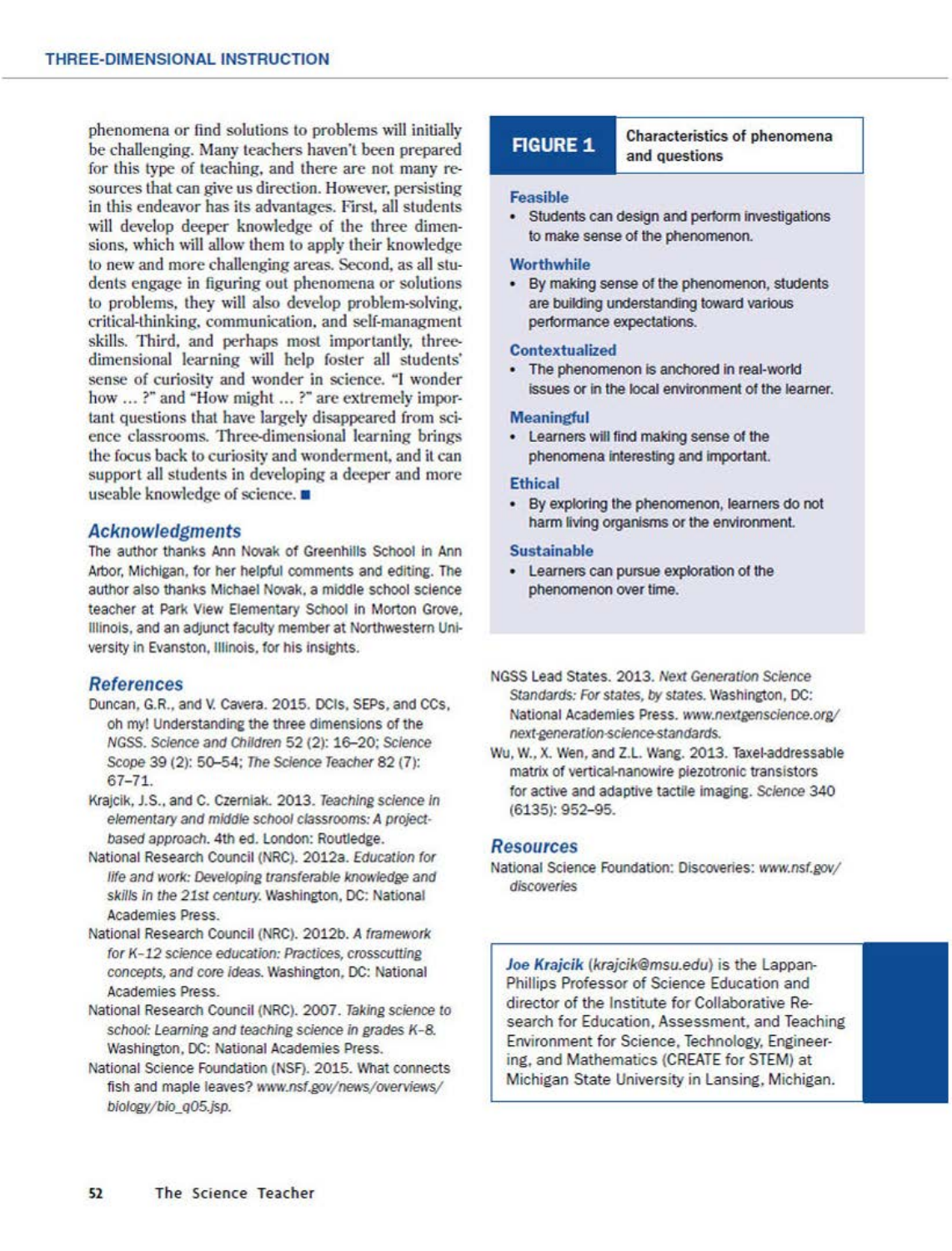phenomena or find solutions to problems will initially be challenging. Many teachers haven't been prepared for this type of teaching, and there are not many resources that can give us direction. However, persisting in this endeavor has its advantages. First, all students will develop deeper knowledge of the three dimensions, which will allow them to apply their knowledge to new and more challenging areas. Second, as all students engage in figuring out phenomena or solutions to problems, they will also develop problem-solving, critical-thinking, communication, and self-managment skills. Third, and perhaps most importantly, three-dimensional learning will help foster all students' sense of curiosity and wonder in science. "I wonder how … ?" and "How might … ?" are extremely important questions that have largely disappeared from science classrooms. Three-dimensional learning brings the focus back to curiosity and wonderment, and it can support all students in developing a deeper and more useable knowledge of science. ■

**FIGURE 1** Characteristics of phenomena and questions

**Feasible**
- Students can design and perform investigations to make sense of the phenomenon.

**Worthwhile**
- By making sense of the phenomenon, students are building understanding toward various performance expectations.

**Contextualized**
- The phenomenon is anchored in real-world issues or in the local environment of the learner.

**Meaningful**
- Learners will find making sense of the phenomena interesting and important.

**Ethical**
- By exploring the phenomenon, learners do not harm living organisms or the environment.

**Sustainable**
- Learners can pursue exploration of the phenomenon over time.

## Acknowledgments

The author thanks Ann Novak of Greenhills School in Ann Arbor, Michigan, for her helpful comments and editing. The author also thanks Michael Novak, a middle school science teacher at Park View Elementary School in Morton Grove, Illinois, and an adjunct faculty member at Northwestern University in Evanston, Illinois, for his insights.

## References

Duncan, G.R., and V. Cavera. 2015. DCIs, SEPs, and CCs, oh my! Understanding the three dimensions of the NGSS. *Science and Children* 52 (2): 16–20; *Science Scope* 39 (2): 50–54; *The Science Teacher* 82 (7): 67–71.

Krajcik, J.S., and C. Czerniak. 2013. *Teaching science in elementary and middle school classrooms: A project-based approach*. 4th ed. London: Routledge.

National Research Council (NRC). 2012a. *Education for life and work: Developing transferable knowledge and skills in the 21st century*. Washington, DC: National Academies Press.

National Research Council (NRC). 2012b. *A framework for K–12 science education: Practices, crosscutting concepts, and core ideas*. Washington, DC: National Academies Press.

National Research Council (NRC). 2007. *Taking science to school: Learning and teaching science in grades K–8*. Washington, DC: National Academies Press.

National Science Foundation (NSF). 2015. What connects fish and maple leaves? *www.nsf.gov/news/overviews/biology/bio_q05.jsp.*

NGSS Lead States. 2013. *Next Generation Science Standards: For states, by states*. Washington, DC: National Academies Press. *www.nextgenscience.org/next-generation-science-standards.*

Wu, W., X. Wen, and Z.L. Wang. 2013. Taxel-addressable matrix of vertical-nanowire piezotronic transistors for active and adaptive tactile imaging. *Science* 340 (6135): 952–95.

## Resources

National Science Foundation: Discoveries: *www.nsf.gov/discoveries*

***Joe Krajcik*** (*krajcik@msu.edu*) is the Lappan-Phillips Professor of Science Education and director of the Institute for Collaborative Research for Education, Assessment, and Teaching Environment for Science, Technology, Engineering, and Mathematics (CREATE for STEM) at Michigan State University in Lansing, Michigan.